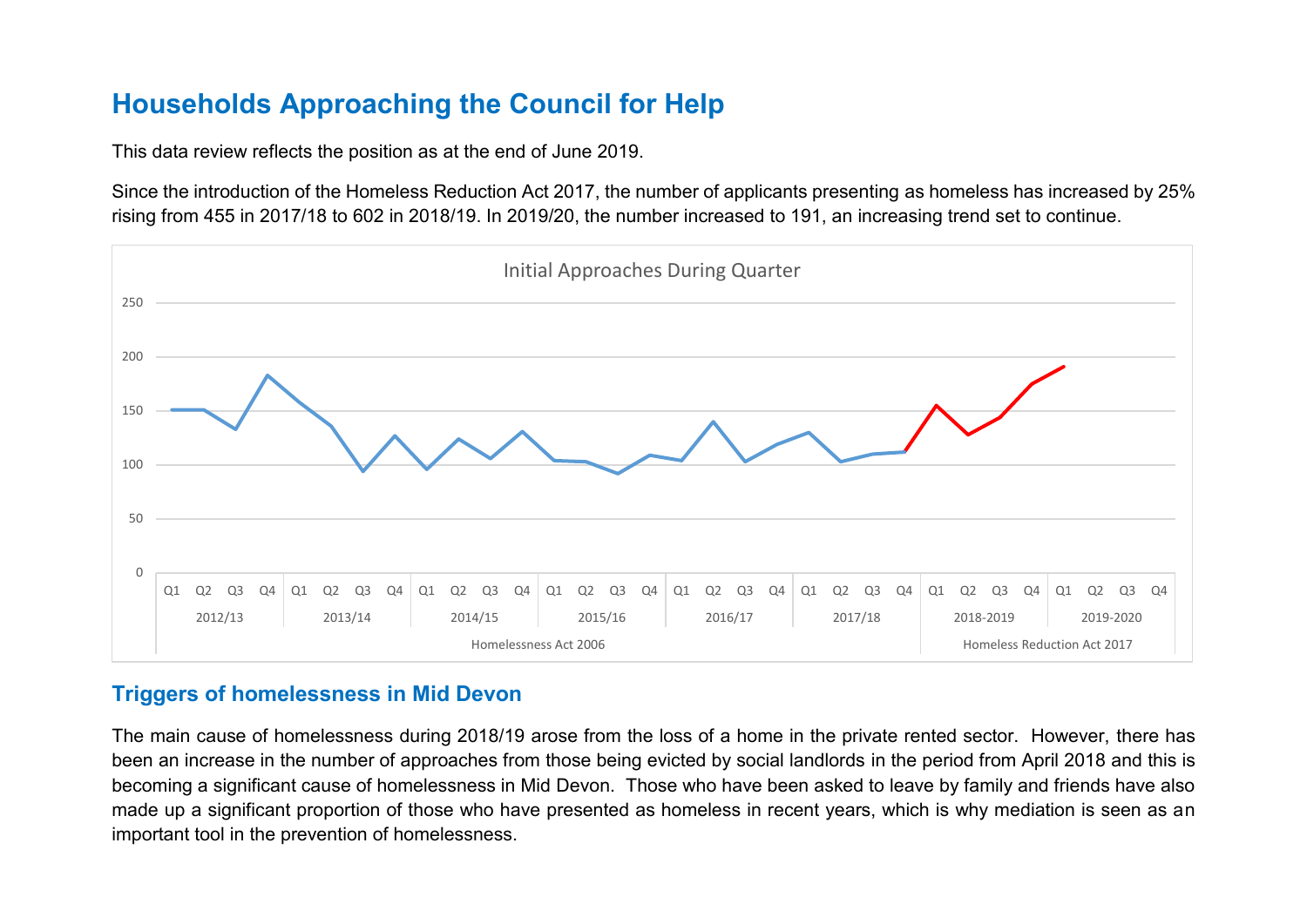# Households Approaching the Council for Help

This data review reflects the position as at the end of June 2019.

Since the introduction of the Homeless Reduction Act 2017, the number of applicants presenting as homeless has increased by 25% rising from 455 in 2017/18 to 602 in 2018/19. In 2019/20, the number increased to 191, an increasing trend set to continue.

Initial Approaches During Quarter

## Triggers of homelessness in Mid Devon

The main cause of homelessness during 2018/19 arose from the loss of a home in the private rented sector. However, there has been an increase in the number of approaches from those being evicted by social landlords in the period from April 2018 and this is becoming a significant cause of homelessness in Mid Devon. Those who have been asked to leave by family and friends have also made up a significant proportion of those who have presented as homeless in recent years, which is why mediation is seen as an important tool in the prevention of homelessness.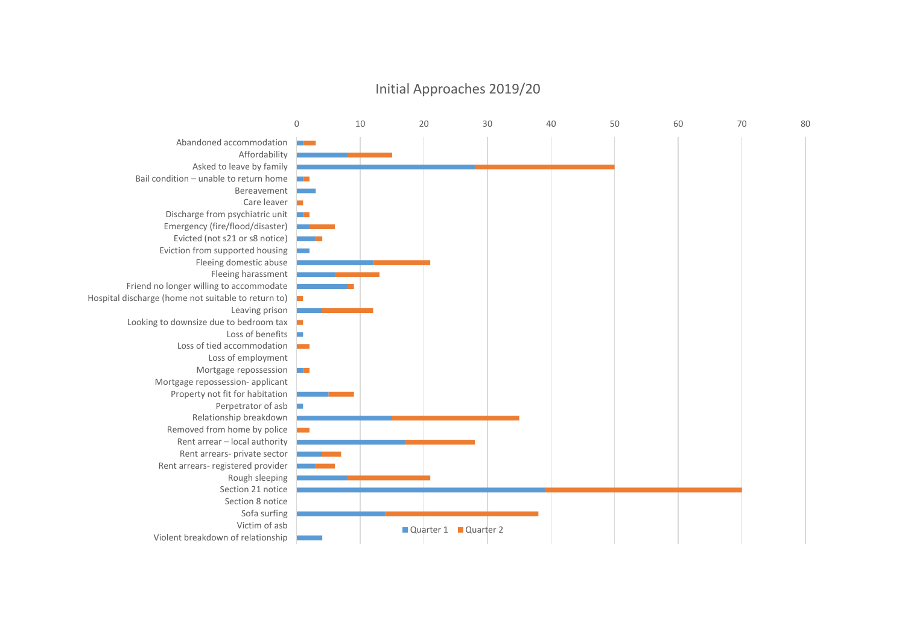## Initial Approaches 2019/20

0 10 20 30 40 50 60 70 80

- Abandoned accommodation
- Affordability
- Asked to leave by family
- Bail condition – unable to return home
- Bereavement
- Care leaver
- Discharge from psychiatric unit
- Emergency (fire/flood/disaster)
- Evicted (not s21 or s8 notice)
- Eviction from supported housing
- Fleeing domestic abuse
- Fleeing harassment
- Friend no longer willing to accommodate
- Hospital discharge (home not suitable to return to)
- Leaving prison
- Looking to downsize due to bedroom tax
- Loss of benefits
- Loss of tied accommodation
- Loss of employment
- Mortgage repossession
- Mortgage repossession- applicant
- Property not fit for habitation
- Perpetrator of asb
- Relationship breakdown
- Removed from home by police
- Rent arrear – local authority
- Rent arrears- private sector
- Rent arrears- registered provider
- Rough sleeping
- Section 21 notice
- Section 8 notice
- Sofa surfing
- Victim of asb
- Violent breakdown of relationship

■ Quarter 1 ■ Quarter 2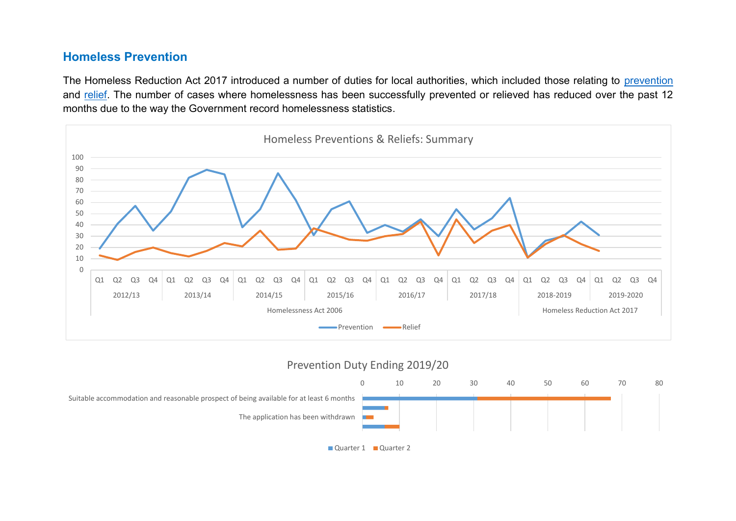## Homeless Prevention

The Homeless Reduction Act 2017 introduced a number of duties for local authorities, which included those relating to prevention and relief. The number of cases where homelessness has been successfully prevented or relieved has reduced over the past 12 months due to the way the Government record homelessness statistics.

Homeless Preventions & Reliefs: Summary

Prevention Duty Ending 2019/20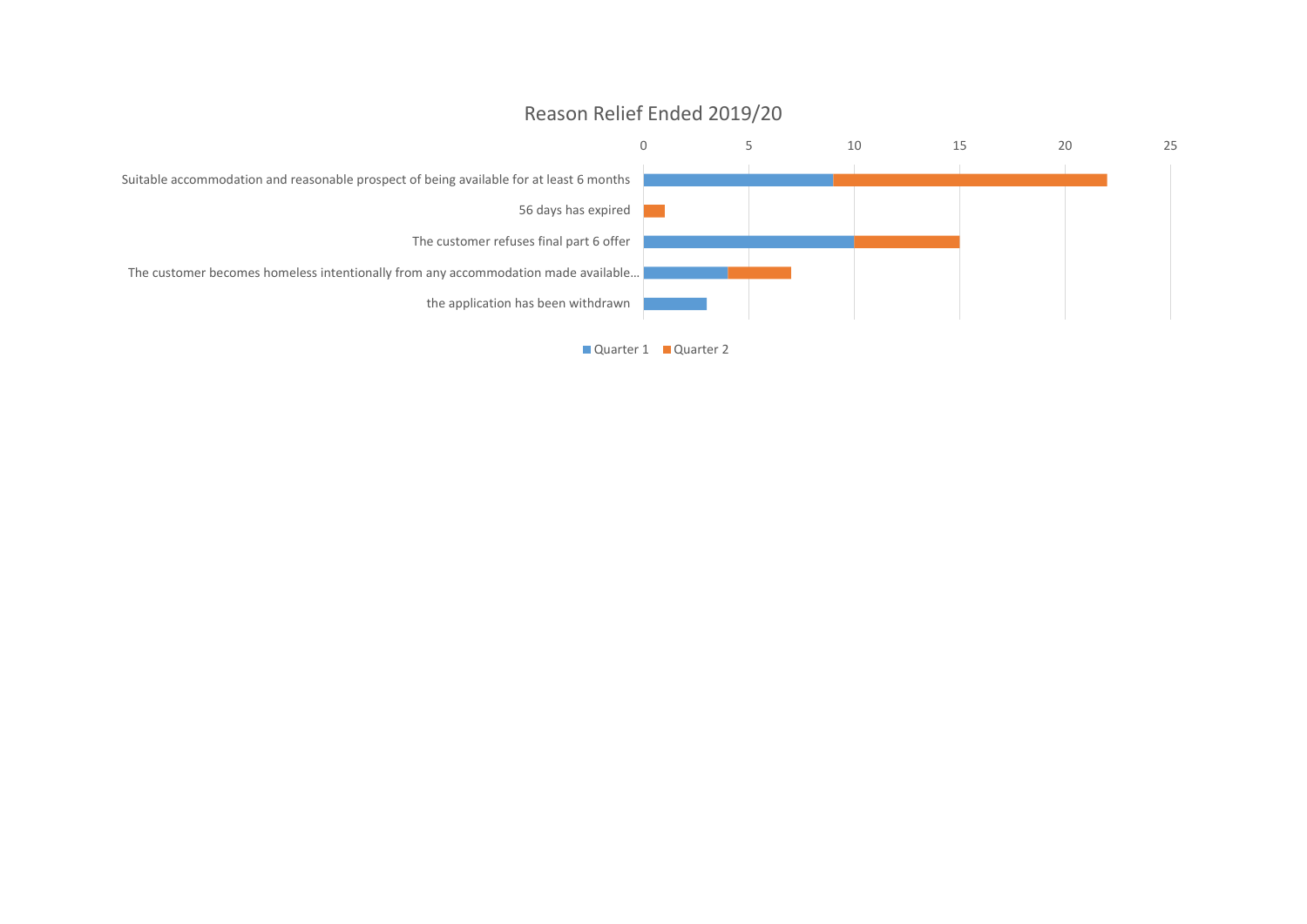Reason Relief Ended 2019/20

0
5
10
15
20
25

Suitable accommodation and reasonable prospect of being available for at least 6 months

56 days has expired

The customer refuses final part 6 offer

The customer becomes homeless intentionally from any accommodation made available...

the application has been withdrawn

Quarter 1
Quarter 2